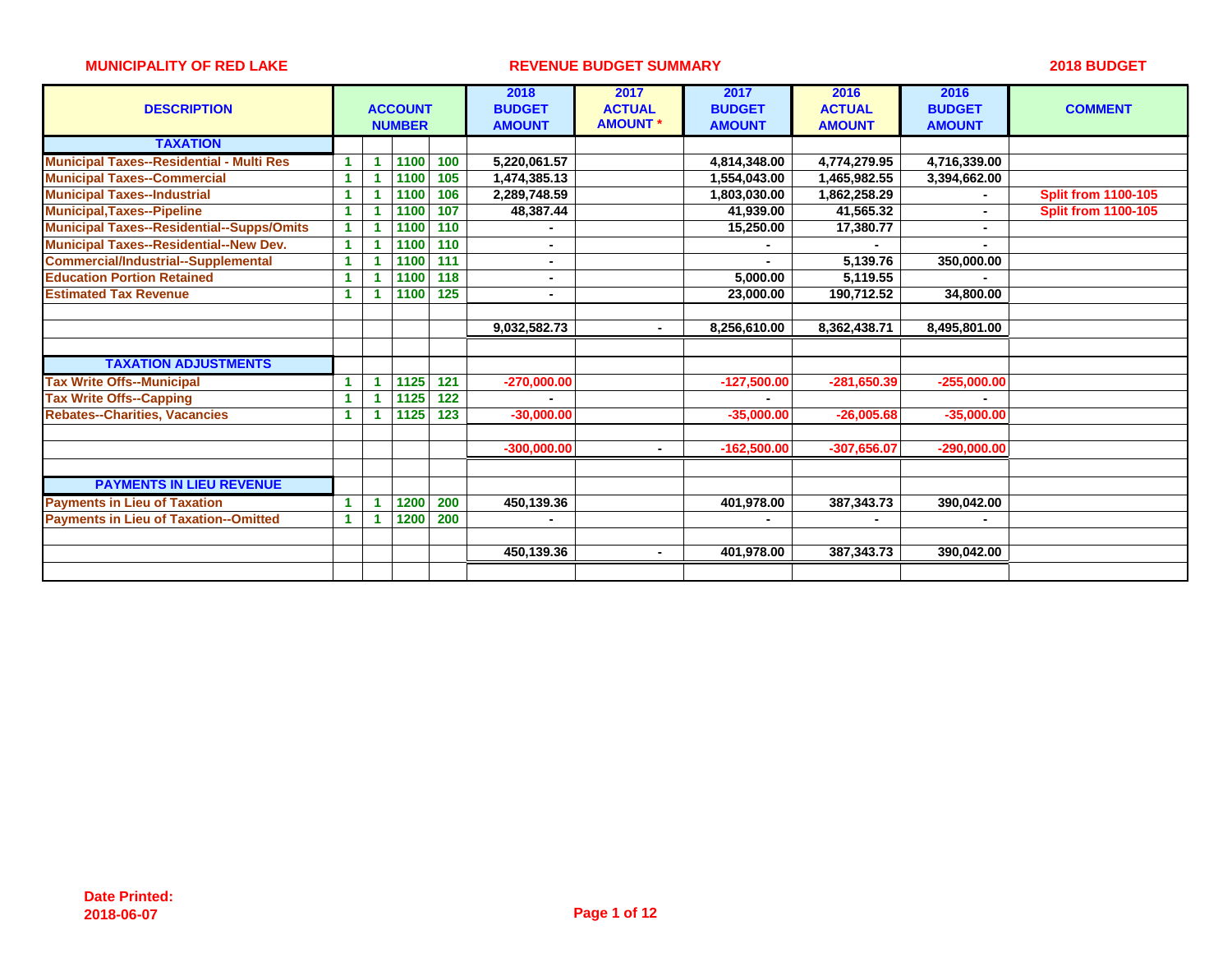MUNICIPALITY OF RED LAKE — REVENUE BUDGET SUMMARY — 2018 BUDGET

| DESCRIPTION | ACCOUNT NUMBER | | | | 2018 BUDGET AMOUNT | 2017 ACTUAL AMOUNT * | 2017 BUDGET AMOUNT | 2016 ACTUAL AMOUNT | 2016 BUDGET AMOUNT | COMMENT |
|---|---|---|---|---|---|---|---|---|---|---|
| **TAXATION** | | | | | | | | | | |
| Municipal Taxes--Residential - Multi Res | 1 | 1 | 1100 | 100 | 5,220,061.57 | | 4,814,348.00 | 4,774,279.95 | 4,716,339.00 | |
| Municipal Taxes--Commercial | 1 | 1 | 1100 | 105 | 1,474,385.13 | | 1,554,043.00 | 1,465,982.55 | 3,394,662.00 | |
| Municipal Taxes--Industrial | 1 | 1 | 1100 | 106 | 2,289,748.59 | | 1,803,030.00 | 1,862,258.29 | - | Split from 1100-105 |
| Municipal,Taxes--Pipeline | 1 | 1 | 1100 | 107 | 48,387.44 | | 41,939.00 | 41,565.32 | - | Split from 1100-105 |
| Municipal Taxes--Residential--Supps/Omits | 1 | 1 | 1100 | 110 | - | | 15,250.00 | 17,380.77 | - | |
| Municipal Taxes--Residential--New Dev. | 1 | 1 | 1100 | 110 | - | | - | - | - | |
| Commercial/Industrial--Supplemental | 1 | 1 | 1100 | 111 | - | | - | 5,139.76 | 350,000.00 | |
| Education Portion Retained | 1 | 1 | 1100 | 118 | - | | 5,000.00 | 5,119.55 | - | |
| Estimated Tax Revenue | 1 | 1 | 1100 | 125 | - | | 23,000.00 | 190,712.52 | 34,800.00 | |
| | | | | | | | | | | |
| | | | | | 9,032,582.73 | - | 8,256,610.00 | 8,362,438.71 | 8,495,801.00 | |
| | | | | | | | | | | |
| **TAXATION ADJUSTMENTS** | | | | | | | | | | |
| Tax Write Offs--Municipal | 1 | 1 | 1125 | 121 | -270,000.00 | | -127,500.00 | -281,650.39 | -255,000.00 | |
| Tax Write Offs--Capping | 1 | 1 | 1125 | 122 | - | | - | | - | |
| Rebates--Charities, Vacancies | 1 | 1 | 1125 | 123 | -30,000.00 | | -35,000.00 | -26,005.68 | -35,000.00 | |
| | | | | | | | | | | |
| | | | | | -300,000.00 | - | -162,500.00 | -307,656.07 | -290,000.00 | |
| | | | | | | | | | | |
| **PAYMENTS IN LIEU REVENUE** | | | | | | | | | | |
| Payments in Lieu of Taxation | 1 | 1 | 1200 | 200 | 450,139.36 | | 401,978.00 | 387,343.73 | 390,042.00 | |
| Payments in Lieu of Taxation--Omitted | 1 | 1 | 1200 | 200 | - | | - | - | - | |
| | | | | | | | | | | |
| | | | | | 450,139.36 | - | 401,978.00 | 387,343.73 | 390,042.00 | |

Date Printed:
2018-06-07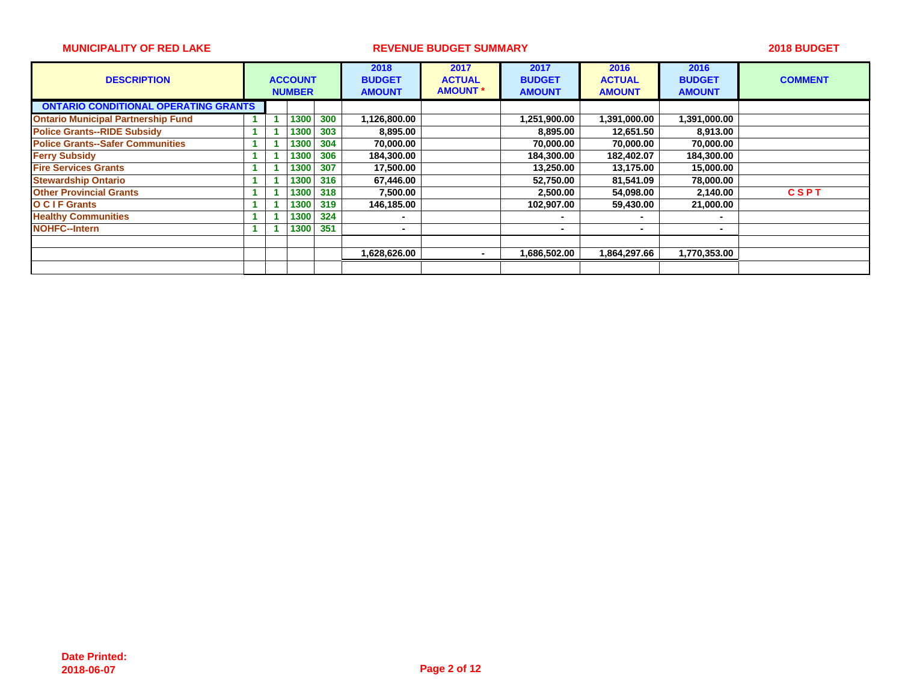**MUNICIPALITY OF RED LAKE** — **REVENUE BUDGET SUMMARY** — **2018 BUDGET**

| DESCRIPTION | ACCOUNT NUMBER | | | | 2018 BUDGET AMOUNT | 2017 ACTUAL AMOUNT * | 2017 BUDGET AMOUNT | 2016 ACTUAL AMOUNT | 2016 BUDGET AMOUNT | COMMENT |
|---|---|---|---|---|---|---|---|---|---|---|
| **ONTARIO CONDITIONAL OPERATING GRANTS** | | | | | | | | | | |
| Ontario Municipal Partnership Fund | 1 | 1 | 1300 | 300 | 1,126,800.00 | | 1,251,900.00 | 1,391,000.00 | 1,391,000.00 | |
| Police Grants--RIDE Subsidy | 1 | 1 | 1300 | 303 | 8,895.00 | | 8,895.00 | 12,651.50 | 8,913.00 | |
| Police Grants--Safer Communities | 1 | 1 | 1300 | 304 | 70,000.00 | | 70,000.00 | 70,000.00 | 70,000.00 | |
| Ferry Subsidy | 1 | 1 | 1300 | 306 | 184,300.00 | | 184,300.00 | 182,402.07 | 184,300.00 | |
| Fire Services Grants | 1 | 1 | 1300 | 307 | 17,500.00 | | 13,250.00 | 13,175.00 | 15,000.00 | |
| Stewardship Ontario | 1 | 1 | 1300 | 316 | 67,446.00 | | 52,750.00 | 81,541.09 | 78,000.00 | |
| Other Provincial Grants | 1 | 1 | 1300 | 318 | 7,500.00 | | 2,500.00 | 54,098.00 | 2,140.00 | C S P T |
| O C I F Grants | 1 | 1 | 1300 | 319 | 146,185.00 | | 102,907.00 | 59,430.00 | 21,000.00 | |
| Healthy Communities | 1 | 1 | 1300 | 324 | - | | - | - | - | |
| NOHFC--Intern | 1 | 1 | 1300 | 351 | - | | - | - | - | |
| | | | | | | | | | | |
| | | | | | 1,628,626.00 | - | 1,686,502.00 | 1,864,297.66 | 1,770,353.00 | |

**Date Printed:**
**2018-06-07**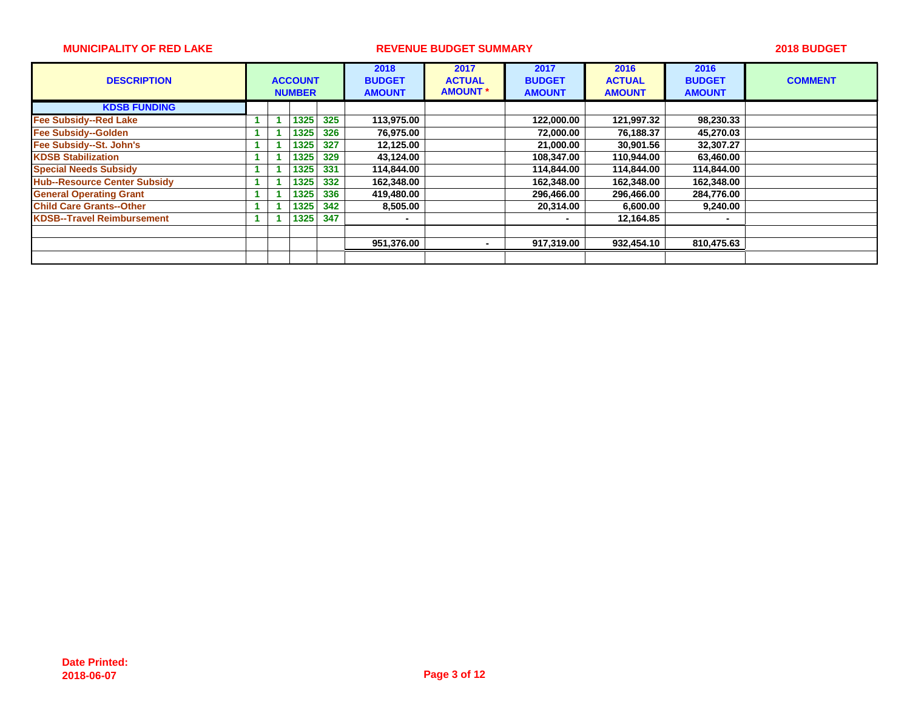**MUNICIPALITY OF RED LAKE** — **REVENUE BUDGET SUMMARY** — **2018 BUDGET**

| DESCRIPTION | ACCOUNT NUMBER | | | | 2018 BUDGET AMOUNT | 2017 ACTUAL AMOUNT * | 2017 BUDGET AMOUNT | 2016 ACTUAL AMOUNT | 2016 BUDGET AMOUNT | COMMENT |
|---|---|---|---|---|---|---|---|---|---|---|
| **KDSB FUNDING** | | | | | | | | | | |
| Fee Subsidy--Red Lake | 1 | 1 | 1325 | 325 | 113,975.00 | | 122,000.00 | 121,997.32 | 98,230.33 | |
| Fee Subsidy--Golden | 1 | 1 | 1325 | 326 | 76,975.00 | | 72,000.00 | 76,188.37 | 45,270.03 | |
| Fee Subsidy--St. John's | 1 | 1 | 1325 | 327 | 12,125.00 | | 21,000.00 | 30,901.56 | 32,307.27 | |
| KDSB Stabilization | 1 | 1 | 1325 | 329 | 43,124.00 | | 108,347.00 | 110,944.00 | 63,460.00 | |
| Special Needs Subsidy | 1 | 1 | 1325 | 331 | 114,844.00 | | 114,844.00 | 114,844.00 | 114,844.00 | |
| Hub--Resource Center Subsidy | 1 | 1 | 1325 | 332 | 162,348.00 | | 162,348.00 | 162,348.00 | 162,348.00 | |
| General Operating Grant | 1 | 1 | 1325 | 336 | 419,480.00 | | 296,466.00 | 296,466.00 | 284,776.00 | |
| Child Care Grants--Other | 1 | 1 | 1325 | 342 | 8,505.00 | | 20,314.00 | 6,600.00 | 9,240.00 | |
| KDSB--Travel Reimbursement | 1 | 1 | 1325 | 347 | - | | - | 12,164.85 | - | |
| | | | | | | | | | | |
| | | | | | 951,376.00 | - | 917,319.00 | 932,454.10 | 810,475.63 | |
| | | | | | | | | | | |

**Date Printed:**
**2018-06-07**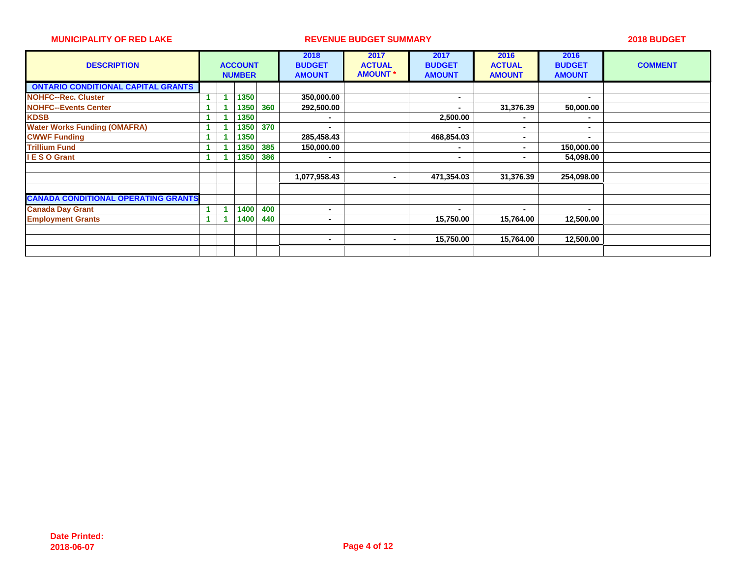MUNICIPALITY OF RED LAKE | REVENUE BUDGET SUMMARY | 2018 BUDGET

| DESCRIPTION | ACCOUNT NUMBER | | | | 2018 BUDGET AMOUNT | 2017 ACTUAL AMOUNT * | 2017 BUDGET AMOUNT | 2016 ACTUAL AMOUNT | 2016 BUDGET AMOUNT | COMMENT |
|---|---|---|---|---|---|---|---|---|---|---|
| **ONTARIO CONDITIONAL CAPITAL GRANTS** | | | | | | | | | | |
| NOHFC--Rec. Cluster | 1 | 1 | 1350 | | 350,000.00 | | - | | - | |
| NOHFC--Events Center | 1 | 1 | 1350 | 360 | 292,500.00 | | - | 31,376.39 | 50,000.00 | |
| KDSB | 1 | 1 | 1350 | | - | | 2,500.00 | - | - | |
| Water Works Funding (OMAFRA) | 1 | 1 | 1350 | 370 | - | | - | - | - | |
| CWWF Funding | 1 | 1 | 1350 | | 285,458.43 | | 468,854.03 | - | - | |
| Trillium Fund | 1 | 1 | 1350 | 385 | 150,000.00 | | - | - | 150,000.00 | |
| I E S O Grant | 1 | 1 | 1350 | 386 | - | | - | - | 54,098.00 | |
| | | | | | | | | | | |
| | | | | | 1,077,958.43 | - | 471,354.03 | 31,376.39 | 254,098.00 | |
| | | | | | | | | | | |
| **CANADA CONDITIONAL OPERATING GRANTS** | | | | | | | | | | |
| Canada Day Grant | 1 | 1 | 1400 | 400 | - | | - | - | - | |
| Employment Grants | 1 | 1 | 1400 | 440 | - | | 15,750.00 | 15,764.00 | 12,500.00 | |
| | | | | | | | | | | |
| | | | | | - | - | 15,750.00 | 15,764.00 | 12,500.00 | |

**Date Printed:**
**2018-06-07**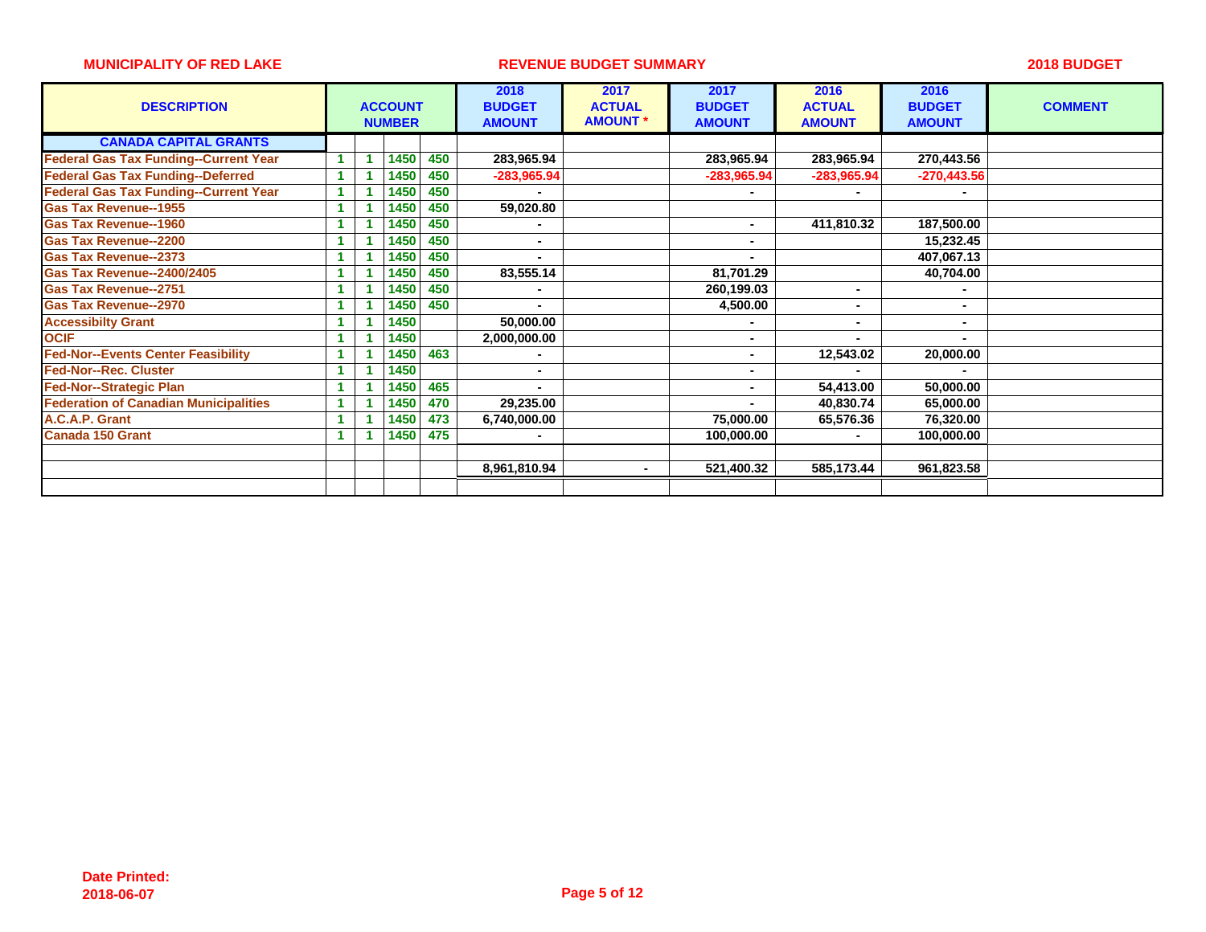**MUNICIPALITY OF RED LAKE** — **REVENUE BUDGET SUMMARY** — **2018 BUDGET**

| DESCRIPTION | ACCOUNT NUMBER | | | | 2018 BUDGET AMOUNT | 2017 ACTUAL AMOUNT * | 2017 BUDGET AMOUNT | 2016 ACTUAL AMOUNT | 2016 BUDGET AMOUNT | COMMENT |
|---|---|---|---|---|---|---|---|---|---|---|
| **CANADA CAPITAL GRANTS** | | | | | | | | | | |
| Federal Gas Tax Funding--Current Year | 1 | 1 | 1450 | 450 | 283,965.94 | | 283,965.94 | 283,965.94 | 270,443.56 | |
| Federal Gas Tax Funding--Deferred | 1 | 1 | 1450 | 450 | -283,965.94 | | -283,965.94 | -283,965.94 | -270,443.56 | |
| Federal Gas Tax Funding--Current Year | 1 | 1 | 1450 | 450 | - | | - | - | - | |
| Gas Tax Revenue--1955 | 1 | 1 | 1450 | 450 | 59,020.80 | | | | | |
| Gas Tax Revenue--1960 | 1 | 1 | 1450 | 450 | - | | - | 411,810.32 | 187,500.00 | |
| Gas Tax Revenue--2200 | 1 | 1 | 1450 | 450 | - | | - | | 15,232.45 | |
| Gas Tax Revenue--2373 | 1 | 1 | 1450 | 450 | - | | - | | 407,067.13 | |
| Gas Tax Revenue--2400/2405 | 1 | 1 | 1450 | 450 | 83,555.14 | | 81,701.29 | | 40,704.00 | |
| Gas Tax Revenue--2751 | 1 | 1 | 1450 | 450 | - | | 260,199.03 | - | - | |
| Gas Tax Revenue--2970 | 1 | 1 | 1450 | 450 | - | | 4,500.00 | - | - | |
| Accessibilty Grant | 1 | 1 | 1450 | | 50,000.00 | | - | - | - | |
| OCIF | 1 | 1 | 1450 | | 2,000,000.00 | | - | - | - | |
| Fed-Nor--Events Center Feasibility | 1 | 1 | 1450 | 463 | - | | - | 12,543.02 | 20,000.00 | |
| Fed-Nor--Rec. Cluster | 1 | 1 | 1450 | | - | | - | - | - | |
| Fed-Nor--Strategic Plan | 1 | 1 | 1450 | 465 | - | | - | 54,413.00 | 50,000.00 | |
| Federation of Canadian Municipalities | 1 | 1 | 1450 | 470 | 29,235.00 | | - | 40,830.74 | 65,000.00 | |
| A.C.A.P. Grant | 1 | 1 | 1450 | 473 | 6,740,000.00 | | 75,000.00 | 65,576.36 | 76,320.00 | |
| Canada 150 Grant | 1 | 1 | 1450 | 475 | - | | 100,000.00 | - | 100,000.00 | |
| | | | | | | | | | | |
| | | | | | 8,961,810.94 | - | 521,400.32 | 585,173.44 | 961,823.58 | |

**Date Printed:**
**2018-06-07**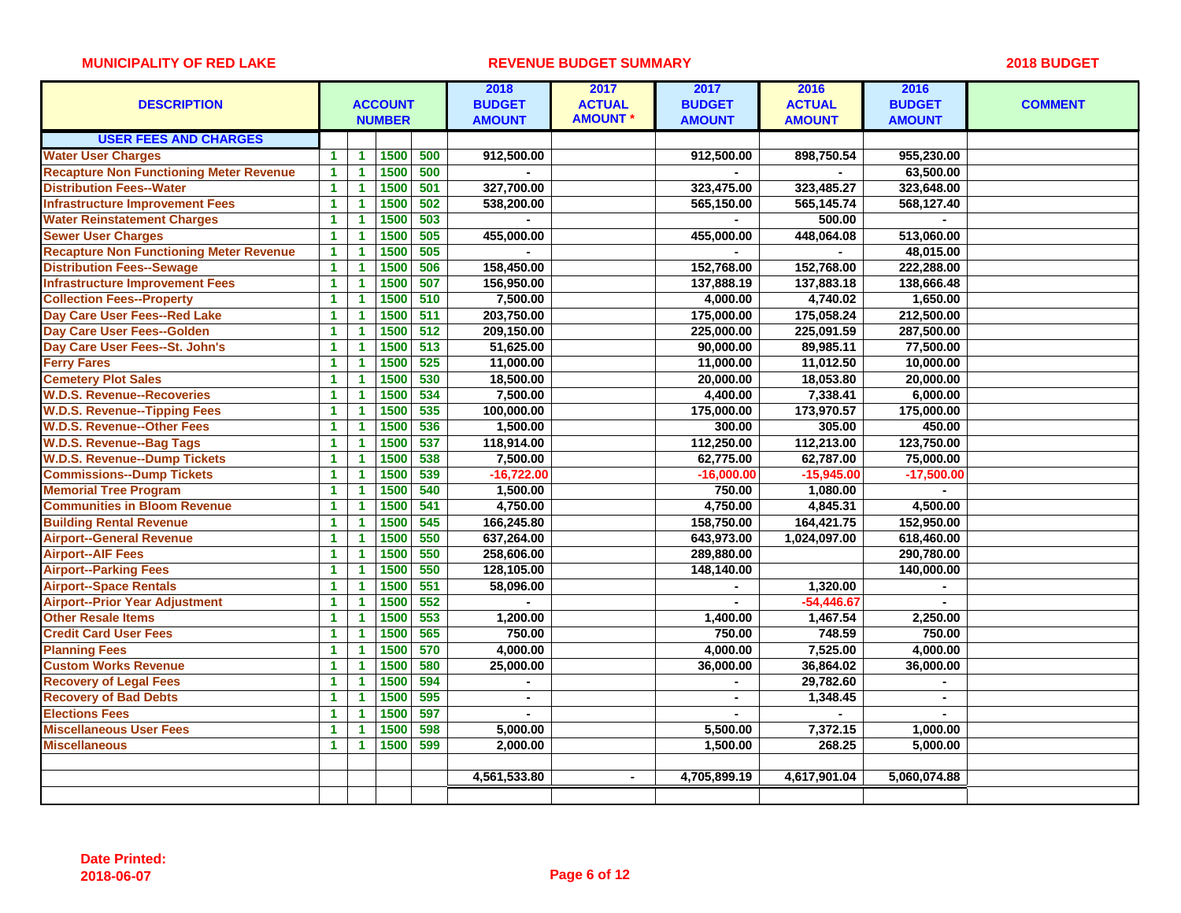**MUNICIPALITY OF RED LAKE** — **REVENUE BUDGET SUMMARY** — **2018 BUDGET**

| DESCRIPTION | ACCOUNT NUMBER | | | | 2018 BUDGET AMOUNT | 2017 ACTUAL AMOUNT * | 2017 BUDGET AMOUNT | 2016 ACTUAL AMOUNT | 2016 BUDGET AMOUNT | COMMENT |
|---|---|---|---|---|---|---|---|---|---|---|
| **USER FEES AND CHARGES** | | | | | | | | | | |
| Water User Charges | 1 | 1 | 1500 | 500 | 912,500.00 | | 912,500.00 | 898,750.54 | 955,230.00 | |
| Recapture Non Functioning Meter Revenue | 1 | 1 | 1500 | 500 | - | | - | - | 63,500.00 | |
| Distribution Fees--Water | 1 | 1 | 1500 | 501 | 327,700.00 | | 323,475.00 | 323,485.27 | 323,648.00 | |
| Infrastructure Improvement Fees | 1 | 1 | 1500 | 502 | 538,200.00 | | 565,150.00 | 565,145.74 | 568,127.40 | |
| Water Reinstatement Charges | 1 | 1 | 1500 | 503 | - | | - | 500.00 | - | |
| Sewer User Charges | 1 | 1 | 1500 | 505 | 455,000.00 | | 455,000.00 | 448,064.08 | 513,060.00 | |
| Recapture Non Functioning Meter Revenue | 1 | 1 | 1500 | 505 | - | | - | - | 48,015.00 | |
| Distribution Fees--Sewage | 1 | 1 | 1500 | 506 | 158,450.00 | | 152,768.00 | 152,768.00 | 222,288.00 | |
| Infrastructure Improvement Fees | 1 | 1 | 1500 | 507 | 156,950.00 | | 137,888.19 | 137,883.18 | 138,666.48 | |
| Collection Fees--Property | 1 | 1 | 1500 | 510 | 7,500.00 | | 4,000.00 | 4,740.02 | 1,650.00 | |
| Day Care User Fees--Red Lake | 1 | 1 | 1500 | 511 | 203,750.00 | | 175,000.00 | 175,058.24 | 212,500.00 | |
| Day Care User Fees--Golden | 1 | 1 | 1500 | 512 | 209,150.00 | | 225,000.00 | 225,091.59 | 287,500.00 | |
| Day Care User Fees--St. John's | 1 | 1 | 1500 | 513 | 51,625.00 | | 90,000.00 | 89,985.11 | 77,500.00 | |
| Ferry Fares | 1 | 1 | 1500 | 525 | 11,000.00 | | 11,000.00 | 11,012.50 | 10,000.00 | |
| Cemetery Plot Sales | 1 | 1 | 1500 | 530 | 18,500.00 | | 20,000.00 | 18,053.80 | 20,000.00 | |
| W.D.S. Revenue--Recoveries | 1 | 1 | 1500 | 534 | 7,500.00 | | 4,400.00 | 7,338.41 | 6,000.00 | |
| W.D.S. Revenue--Tipping Fees | 1 | 1 | 1500 | 535 | 100,000.00 | | 175,000.00 | 173,970.57 | 175,000.00 | |
| W.D.S. Revenue--Other Fees | 1 | 1 | 1500 | 536 | 1,500.00 | | 300.00 | 305.00 | 450.00 | |
| W.D.S. Revenue--Bag Tags | 1 | 1 | 1500 | 537 | 118,914.00 | | 112,250.00 | 112,213.00 | 123,750.00 | |
| W.D.S. Revenue--Dump Tickets | 1 | 1 | 1500 | 538 | 7,500.00 | | 62,775.00 | 62,787.00 | 75,000.00 | |
| Commissions--Dump Tickets | 1 | 1 | 1500 | 539 | -16,722.00 | | -16,000.00 | -15,945.00 | -17,500.00 | |
| Memorial Tree Program | 1 | 1 | 1500 | 540 | 1,500.00 | | 750.00 | 1,080.00 | - | |
| Communities in Bloom Revenue | 1 | 1 | 1500 | 541 | 4,750.00 | | 4,750.00 | 4,845.31 | 4,500.00 | |
| Building Rental Revenue | 1 | 1 | 1500 | 545 | 166,245.80 | | 158,750.00 | 164,421.75 | 152,950.00 | |
| Airport--General Revenue | 1 | 1 | 1500 | 550 | 637,264.00 | | 643,973.00 | 1,024,097.00 | 618,460.00 | |
| Airport--AIF Fees | 1 | 1 | 1500 | 550 | 258,606.00 | | 289,880.00 | | 290,780.00 | |
| Airport--Parking Fees | 1 | 1 | 1500 | 550 | 128,105.00 | | 148,140.00 | | 140,000.00 | |
| Airport--Space Rentals | 1 | 1 | 1500 | 551 | 58,096.00 | | - | 1,320.00 | - | |
| Airport--Prior Year Adjustment | 1 | 1 | 1500 | 552 | - | | - | -54,446.67 | - | |
| Other Resale Items | 1 | 1 | 1500 | 553 | 1,200.00 | | 1,400.00 | 1,467.54 | 2,250.00 | |
| Credit Card User Fees | 1 | 1 | 1500 | 565 | 750.00 | | 750.00 | 748.59 | 750.00 | |
| Planning Fees | 1 | 1 | 1500 | 570 | 4,000.00 | | 4,000.00 | 7,525.00 | 4,000.00 | |
| Custom Works Revenue | 1 | 1 | 1500 | 580 | 25,000.00 | | 36,000.00 | 36,864.02 | 36,000.00 | |
| Recovery of Legal Fees | 1 | 1 | 1500 | 594 | - | | - | 29,782.60 | - | |
| Recovery of Bad Debts | 1 | 1 | 1500 | 595 | - | | - | 1,348.45 | - | |
| Elections Fees | 1 | 1 | 1500 | 597 | - | | - | - | - | |
| Miscellaneous User Fees | 1 | 1 | 1500 | 598 | 5,000.00 | | 5,500.00 | 7,372.15 | 1,000.00 | |
| Miscellaneous | 1 | 1 | 1500 | 599 | 2,000.00 | | 1,500.00 | 268.25 | 5,000.00 | |
| | | | | | | | | | | |
| | | | | | 4,561,533.80 | - | 4,705,899.19 | 4,617,901.04 | 5,060,074.88 | |

**Date Printed:**
**2018-06-07**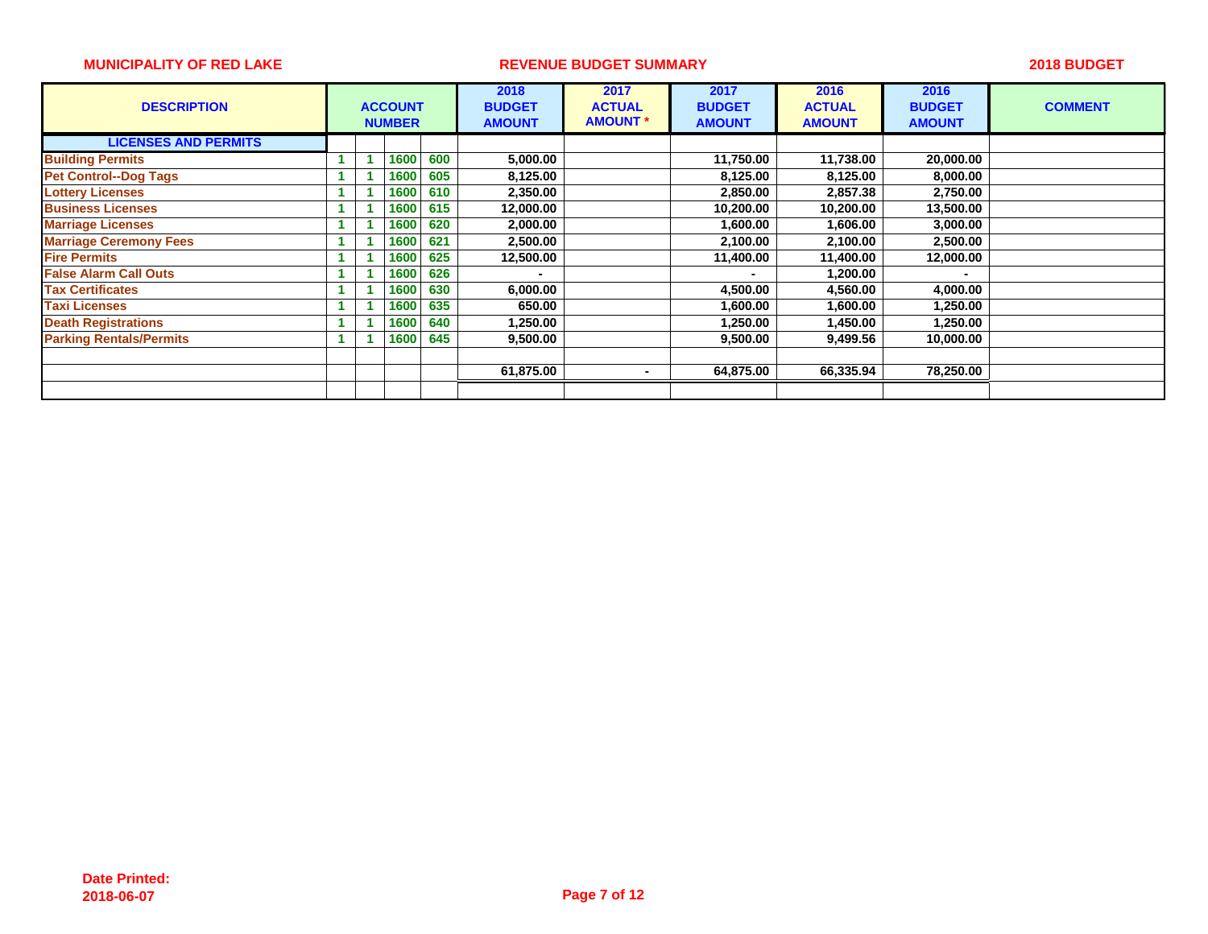**MUNICIPALITY OF RED LAKE** | **REVENUE BUDGET SUMMARY** | **2018 BUDGET**

| DESCRIPTION | ACCOUNT NUMBER | | | | 2018 BUDGET AMOUNT | 2017 ACTUAL AMOUNT * | 2017 BUDGET AMOUNT | 2016 ACTUAL AMOUNT | 2016 BUDGET AMOUNT | COMMENT |
|---|---|---|---|---|---|---|---|---|---|---|
| **LICENSES AND PERMITS** | | | | | | | | | | |
| Building Permits | 1 | 1 | 1600 | 600 | 5,000.00 | | 11,750.00 | 11,738.00 | 20,000.00 | |
| Pet Control--Dog Tags | 1 | 1 | 1600 | 605 | 8,125.00 | | 8,125.00 | 8,125.00 | 8,000.00 | |
| Lottery Licenses | 1 | 1 | 1600 | 610 | 2,350.00 | | 2,850.00 | 2,857.38 | 2,750.00 | |
| Business Licenses | 1 | 1 | 1600 | 615 | 12,000.00 | | 10,200.00 | 10,200.00 | 13,500.00 | |
| Marriage Licenses | 1 | 1 | 1600 | 620 | 2,000.00 | | 1,600.00 | 1,606.00 | 3,000.00 | |
| Marriage Ceremony Fees | 1 | 1 | 1600 | 621 | 2,500.00 | | 2,100.00 | 2,100.00 | 2,500.00 | |
| Fire Permits | 1 | 1 | 1600 | 625 | 12,500.00 | | 11,400.00 | 11,400.00 | 12,000.00 | |
| False Alarm Call Outs | 1 | 1 | 1600 | 626 | - | | - | 1,200.00 | - | |
| Tax Certificates | 1 | 1 | 1600 | 630 | 6,000.00 | | 4,500.00 | 4,560.00 | 4,000.00 | |
| Taxi Licenses | 1 | 1 | 1600 | 635 | 650.00 | | 1,600.00 | 1,600.00 | 1,250.00 | |
| Death Registrations | 1 | 1 | 1600 | 640 | 1,250.00 | | 1,250.00 | 1,450.00 | 1,250.00 | |
| Parking Rentals/Permits | 1 | 1 | 1600 | 645 | 9,500.00 | | 9,500.00 | 9,499.56 | 10,000.00 | |
| | | | | | | | | | | |
| | | | | | 61,875.00 | - | 64,875.00 | 66,335.94 | 78,250.00 | |

**Date Printed:**
**2018-06-07**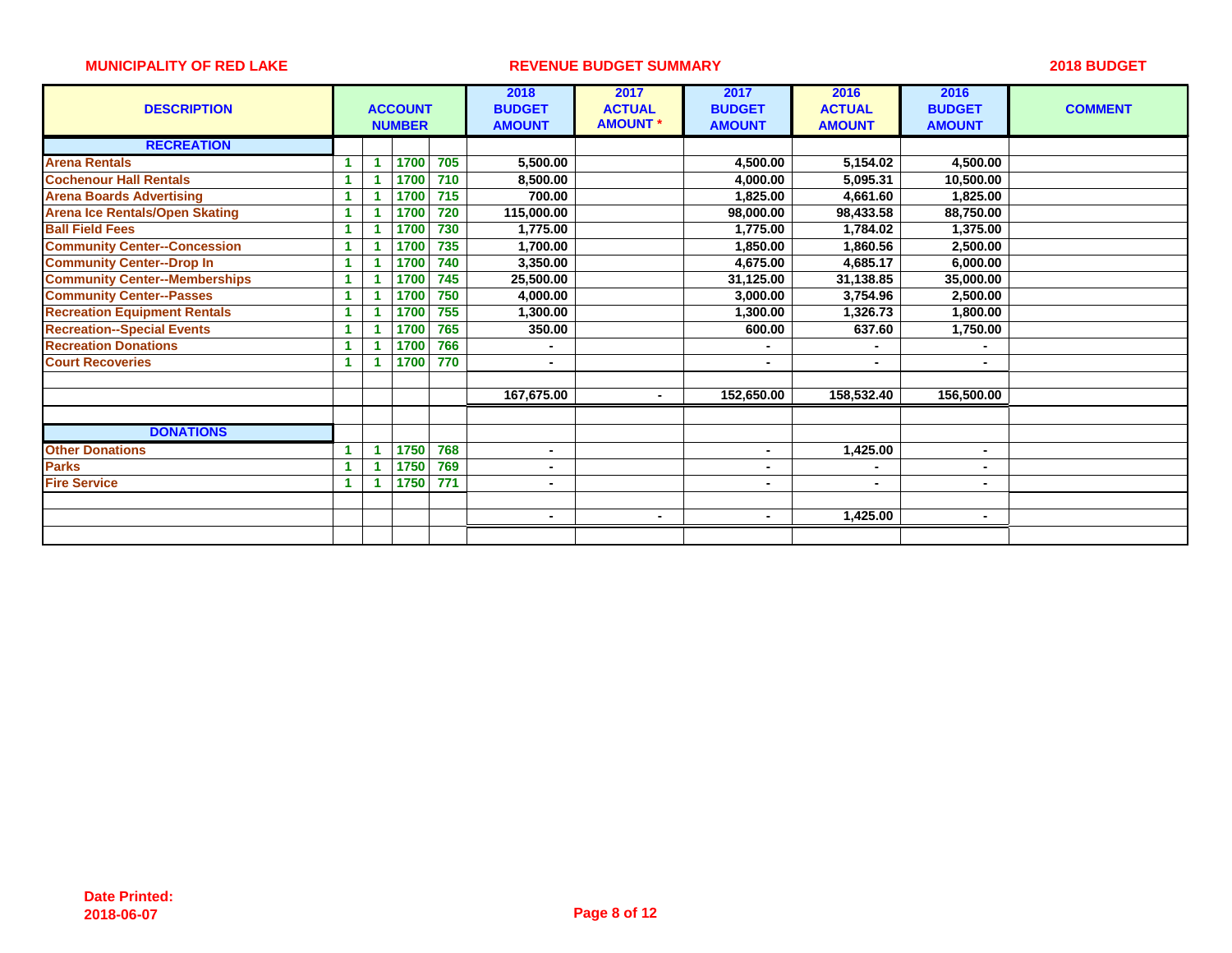**MUNICIPALITY OF RED LAKE** | **REVENUE BUDGET SUMMARY** | **2018 BUDGET**

| DESCRIPTION | ACCOUNT NUMBER | | | | 2018 BUDGET AMOUNT | 2017 ACTUAL AMOUNT * | 2017 BUDGET AMOUNT | 2016 ACTUAL AMOUNT | 2016 BUDGET AMOUNT | COMMENT |
|---|---|---|---|---|---|---|---|---|---|---|
| **RECREATION** | | | | | | | | | | |
| Arena Rentals | 1 | 1 | 1700 | 705 | 5,500.00 | | 4,500.00 | 5,154.02 | 4,500.00 | |
| Cochenour Hall Rentals | 1 | 1 | 1700 | 710 | 8,500.00 | | 4,000.00 | 5,095.31 | 10,500.00 | |
| Arena Boards Advertising | 1 | 1 | 1700 | 715 | 700.00 | | 1,825.00 | 4,661.60 | 1,825.00 | |
| Arena Ice Rentals/Open Skating | 1 | 1 | 1700 | 720 | 115,000.00 | | 98,000.00 | 98,433.58 | 88,750.00 | |
| Ball Field Fees | 1 | 1 | 1700 | 730 | 1,775.00 | | 1,775.00 | 1,784.02 | 1,375.00 | |
| Community Center--Concession | 1 | 1 | 1700 | 735 | 1,700.00 | | 1,850.00 | 1,860.56 | 2,500.00 | |
| Community Center--Drop In | 1 | 1 | 1700 | 740 | 3,350.00 | | 4,675.00 | 4,685.17 | 6,000.00 | |
| Community Center--Memberships | 1 | 1 | 1700 | 745 | 25,500.00 | | 31,125.00 | 31,138.85 | 35,000.00 | |
| Community Center--Passes | 1 | 1 | 1700 | 750 | 4,000.00 | | 3,000.00 | 3,754.96 | 2,500.00 | |
| Recreation Equipment Rentals | 1 | 1 | 1700 | 755 | 1,300.00 | | 1,300.00 | 1,326.73 | 1,800.00 | |
| Recreation--Special Events | 1 | 1 | 1700 | 765 | 350.00 | | 600.00 | 637.60 | 1,750.00 | |
| Recreation Donations | 1 | 1 | 1700 | 766 | - | | - | - | - | |
| Court Recoveries | 1 | 1 | 1700 | 770 | - | | - | - | - | |
| | | | | | | | | | | |
| | | | | | 167,675.00 | - | 152,650.00 | 158,532.40 | 156,500.00 | |
| | | | | | | | | | | |
| **DONATIONS** | | | | | | | | | | |
| Other Donations | 1 | 1 | 1750 | 768 | - | | - | 1,425.00 | - | |
| Parks | 1 | 1 | 1750 | 769 | - | | - | - | - | |
| Fire Service | 1 | 1 | 1750 | 771 | - | | - | - | - | |
| | | | | | | | | | | |
| | | | | | - | - | - | 1,425.00 | - | |

**Date Printed:**
**2018-06-07**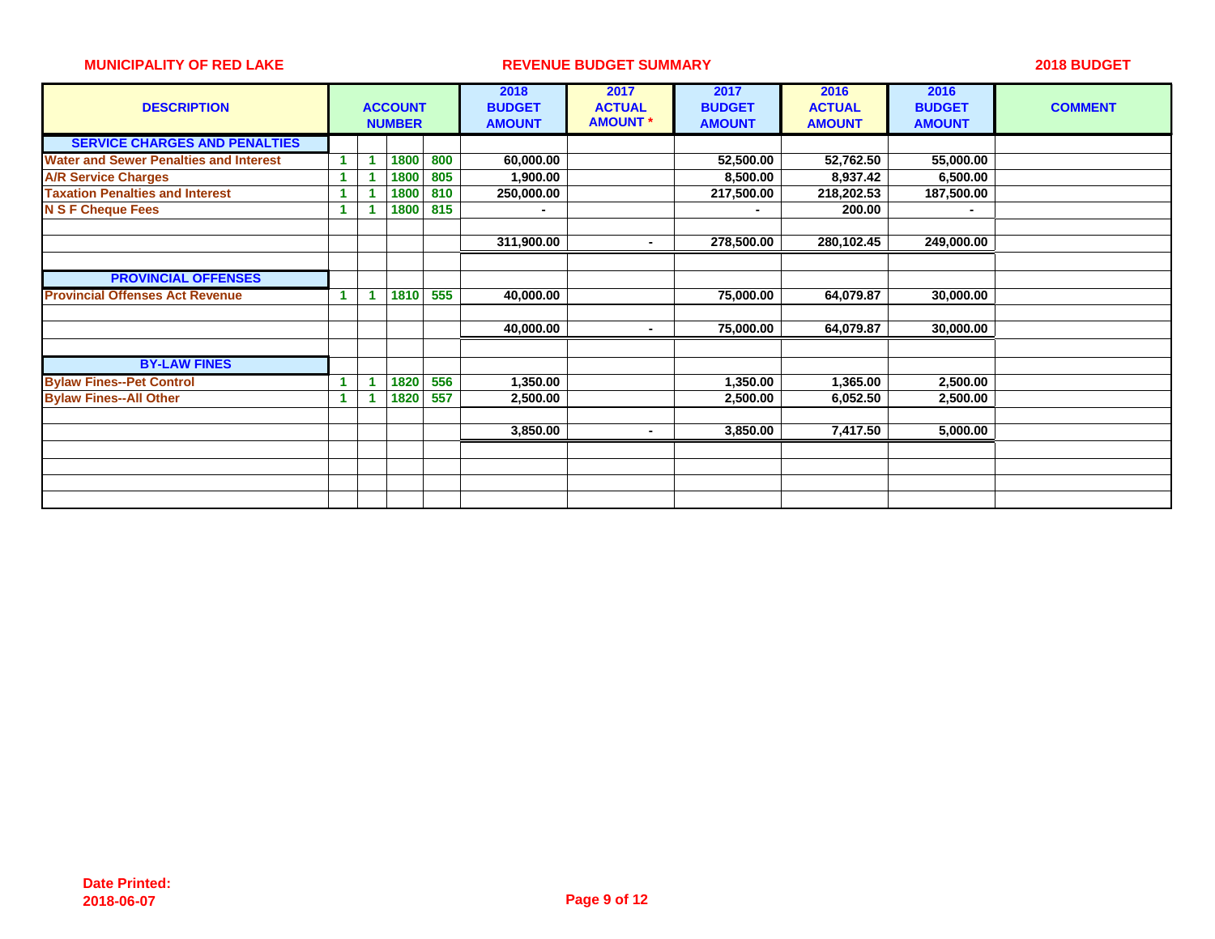MUNICIPALITY OF RED LAKE | REVENUE BUDGET SUMMARY | 2018 BUDGET

| DESCRIPTION | ACCOUNT NUMBER | | | | 2018 BUDGET AMOUNT | 2017 ACTUAL AMOUNT * | 2017 BUDGET AMOUNT | 2016 ACTUAL AMOUNT | 2016 BUDGET AMOUNT | COMMENT |
|---|---|---|---|---|---|---|---|---|---|---|
| **SERVICE CHARGES AND PENALTIES** | | | | | | | | | | |
| Water and Sewer Penalties and Interest | 1 | 1 | 1800 | 800 | 60,000.00 | | 52,500.00 | 52,762.50 | 55,000.00 | |
| A/R Service Charges | 1 | 1 | 1800 | 805 | 1,900.00 | | 8,500.00 | 8,937.42 | 6,500.00 | |
| Taxation Penalties and Interest | 1 | 1 | 1800 | 810 | 250,000.00 | | 217,500.00 | 218,202.53 | 187,500.00 | |
| N S F Cheque Fees | 1 | 1 | 1800 | 815 | - | | - | 200.00 | - | |
| | | | | | 311,900.00 | - | 278,500.00 | 280,102.45 | 249,000.00 | |
| **PROVINCIAL OFFENSES** | | | | | | | | | | |
| Provincial Offenses Act Revenue | 1 | 1 | 1810 | 555 | 40,000.00 | | 75,000.00 | 64,079.87 | 30,000.00 | |
| | | | | | 40,000.00 | - | 75,000.00 | 64,079.87 | 30,000.00 | |
| **BY-LAW FINES** | | | | | | | | | | |
| Bylaw Fines--Pet Control | 1 | 1 | 1820 | 556 | 1,350.00 | | 1,350.00 | 1,365.00 | 2,500.00 | |
| Bylaw Fines--All Other | 1 | 1 | 1820 | 557 | 2,500.00 | | 2,500.00 | 6,052.50 | 2,500.00 | |
| | | | | | 3,850.00 | - | 3,850.00 | 7,417.50 | 5,000.00 | |

**Date Printed:**
**2018-06-07**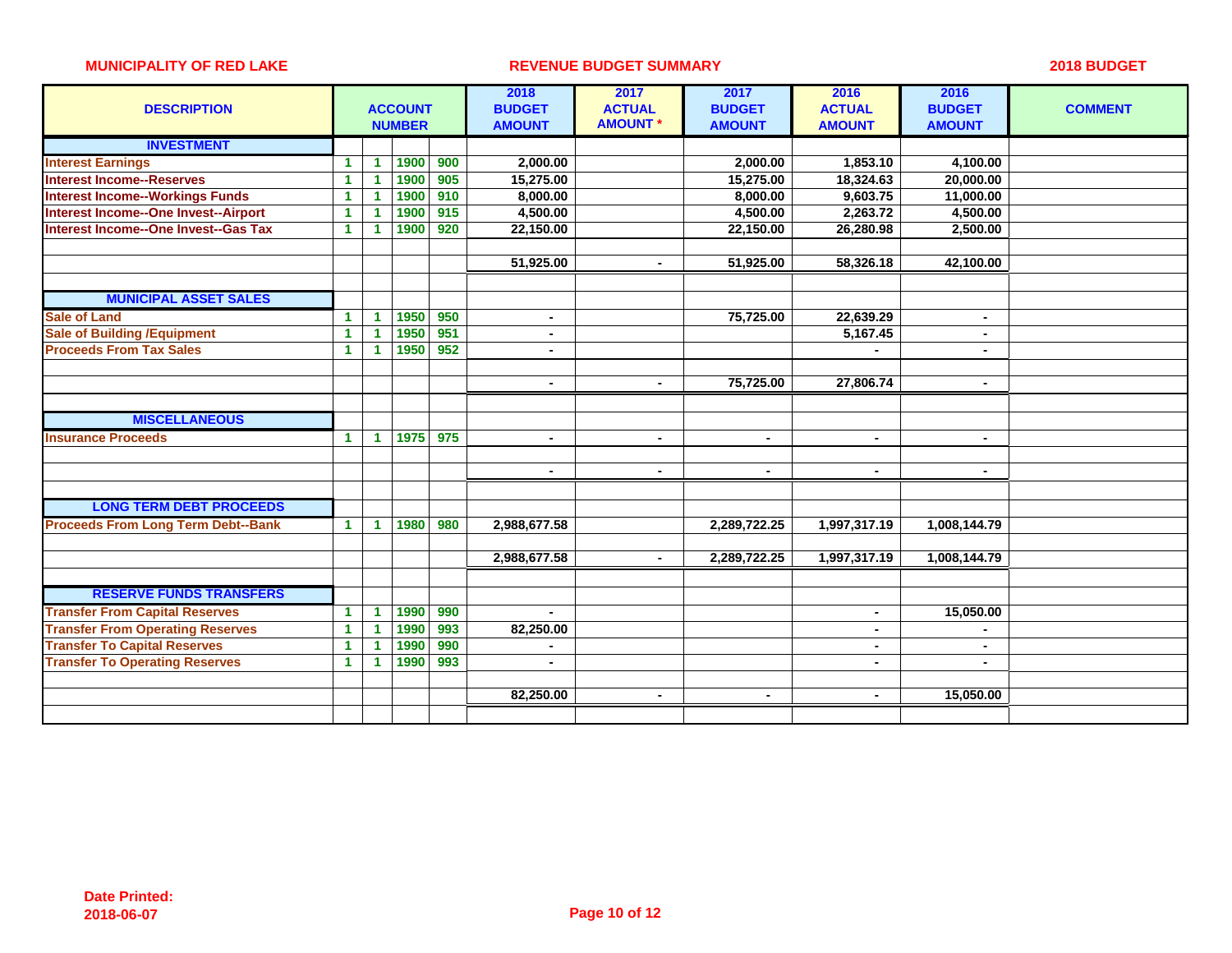**MUNICIPALITY OF RED LAKE** **REVENUE BUDGET SUMMARY** **2018 BUDGET**

| DESCRIPTION | ACCOUNT NUMBER | | | | 2018 BUDGET AMOUNT | 2017 ACTUAL AMOUNT * | 2017 BUDGET AMOUNT | 2016 ACTUAL AMOUNT | 2016 BUDGET AMOUNT | COMMENT |
|---|---|---|---|---|---|---|---|---|---|---|
| **INVESTMENT** | | | | | | | | | | |
| Interest Earnings | 1 | 1 | 1900 | 900 | 2,000.00 | | 2,000.00 | 1,853.10 | 4,100.00 | |
| Interest Income--Reserves | 1 | 1 | 1900 | 905 | 15,275.00 | | 15,275.00 | 18,324.63 | 20,000.00 | |
| Interest Income--Workings Funds | 1 | 1 | 1900 | 910 | 8,000.00 | | 8,000.00 | 9,603.75 | 11,000.00 | |
| Interest Income--One Invest--Airport | 1 | 1 | 1900 | 915 | 4,500.00 | | 4,500.00 | 2,263.72 | 4,500.00 | |
| Interest Income--One Invest--Gas Tax | 1 | 1 | 1900 | 920 | 22,150.00 | | 22,150.00 | 26,280.98 | 2,500.00 | |
| | | | | | 51,925.00 | - | 51,925.00 | 58,326.18 | 42,100.00 | |
| **MUNICIPAL ASSET SALES** | | | | | | | | | | |
| Sale of Land | 1 | 1 | 1950 | 950 | - | | 75,725.00 | 22,639.29 | - | |
| Sale of Building /Equipment | 1 | 1 | 1950 | 951 | - | | | 5,167.45 | - | |
| Proceeds From Tax Sales | 1 | 1 | 1950 | 952 | - | | | - | - | |
| | | | | | - | - | 75,725.00 | 27,806.74 | - | |
| **MISCELLANEOUS** | | | | | | | | | | |
| Insurance Proceeds | 1 | 1 | 1975 | 975 | - | - | - | - | - | |
| | | | | | - | - | - | - | - | |
| **LONG TERM DEBT PROCEEDS** | | | | | | | | | | |
| Proceeds From Long Term Debt--Bank | 1 | 1 | 1980 | 980 | 2,988,677.58 | | 2,289,722.25 | 1,997,317.19 | 1,008,144.79 | |
| | | | | | 2,988,677.58 | - | 2,289,722.25 | 1,997,317.19 | 1,008,144.79 | |
| **RESERVE FUNDS TRANSFERS** | | | | | | | | | | |
| Transfer From Capital Reserves | 1 | 1 | 1990 | 990 | - | | | - | 15,050.00 | |
| Transfer From Operating Reserves | 1 | 1 | 1990 | 993 | 82,250.00 | | | - | - | |
| Transfer To Capital Reserves | 1 | 1 | 1990 | 990 | - | | | - | - | |
| Transfer To Operating Reserves | 1 | 1 | 1990 | 993 | - | | | - | - | |
| | | | | | 82,250.00 | - | - | - | 15,050.00 | |

**Date Printed:**
**2018-06-07**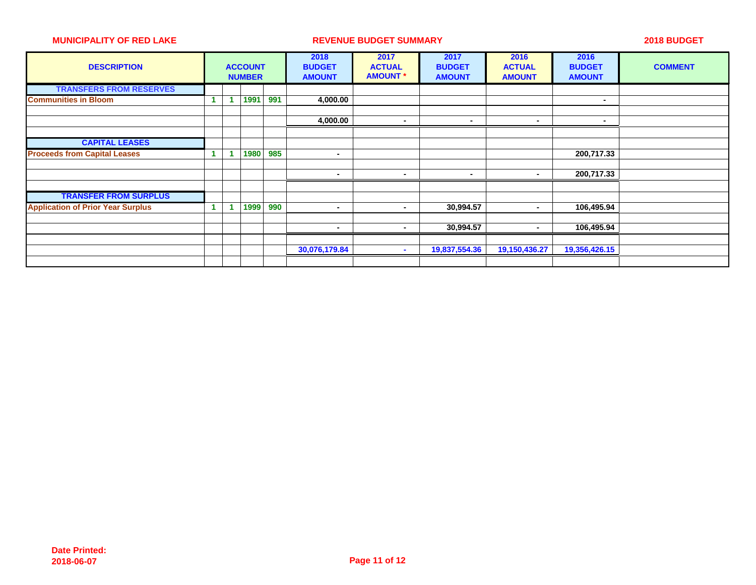MUNICIPALITY OF RED LAKE — REVENUE BUDGET SUMMARY — 2018 BUDGET

| DESCRIPTION | ACCOUNT NUMBER | | | | 2018 BUDGET AMOUNT | 2017 ACTUAL AMOUNT * | 2017 BUDGET AMOUNT | 2016 ACTUAL AMOUNT | 2016 BUDGET AMOUNT | COMMENT |
|---|---|---|---|---|---|---|---|---|---|---|
| **TRANSFERS FROM RESERVES** | | | | | | | | | | |
| Communities in Bloom | 1 | 1 | 1991 | 991 | 4,000.00 | | | | - | |
| | | | | | | | | | | |
| | | | | | 4,000.00 | - | - | - | - | |
| | | | | | | | | | | |
| **CAPITAL LEASES** | | | | | | | | | | |
| Proceeds from Capital Leases | 1 | 1 | 1980 | 985 | - | | | | 200,717.33 | |
| | | | | | | | | | | |
| | | | | | - | - | - | - | 200,717.33 | |
| | | | | | | | | | | |
| **TRANSFER FROM SURPLUS** | | | | | | | | | | |
| Application of Prior Year Surplus | 1 | 1 | 1999 | 990 | - | - | 30,994.57 | - | 106,495.94 | |
| | | | | | | | | | | |
| | | | | | - | - | 30,994.57 | - | 106,495.94 | |
| | | | | | | | | | | |
| | | | | | 30,076,179.84 | - | 19,837,554.36 | 19,150,436.27 | 19,356,426.15 | |

Date Printed:
2018-06-07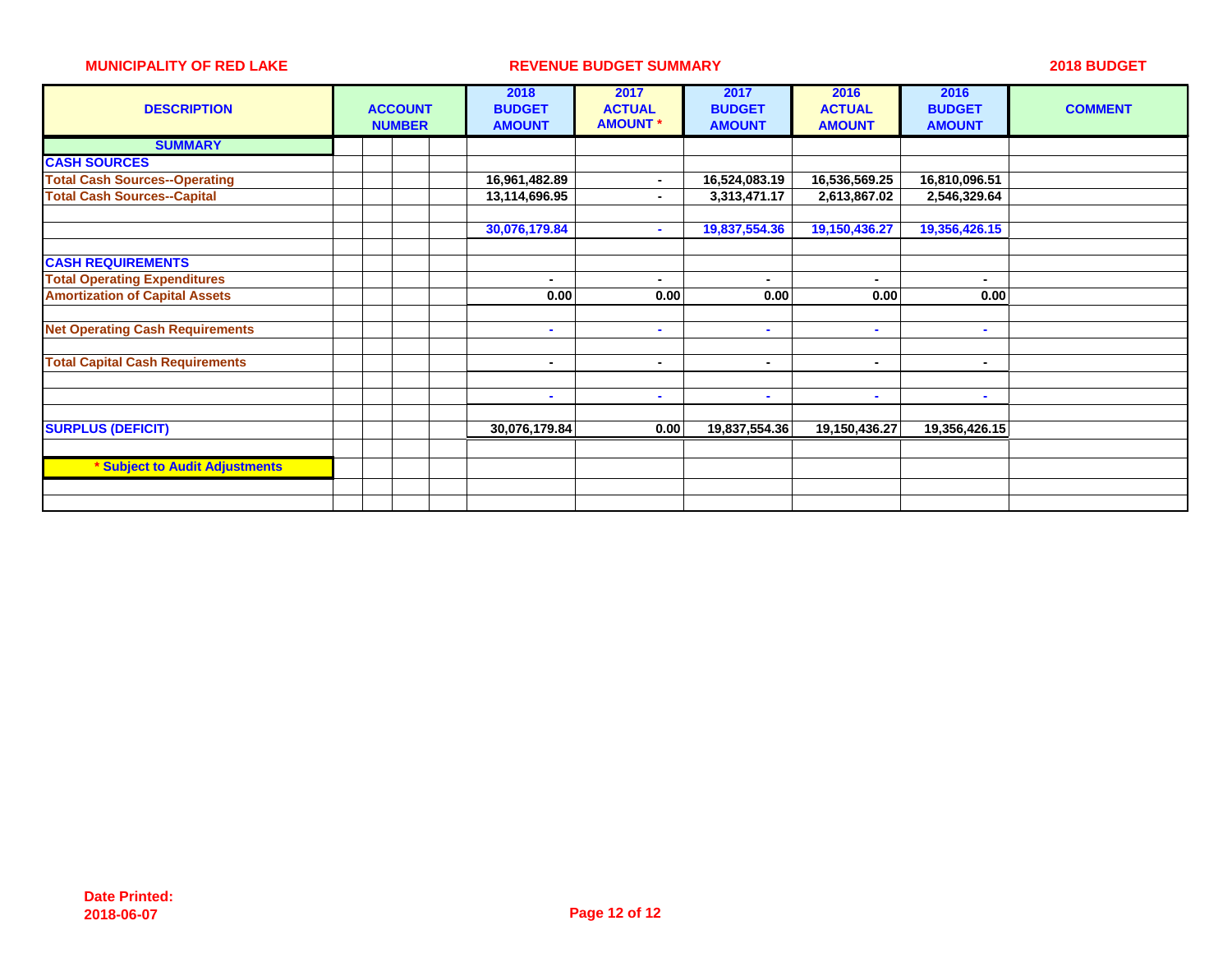MUNICIPALITY OF RED LAKE — REVENUE BUDGET SUMMARY — 2018 BUDGET

| DESCRIPTION | ACCOUNT NUMBER | 2018 BUDGET AMOUNT | 2017 ACTUAL AMOUNT * | 2017 BUDGET AMOUNT | 2016 ACTUAL AMOUNT | 2016 BUDGET AMOUNT | COMMENT |
|---|---|---|---|---|---|---|---|
| **SUMMARY** | | | | | | | |
| **CASH SOURCES** | | | | | | | |
| Total Cash Sources--Operating | | 16,961,482.89 | - | 16,524,083.19 | 16,536,569.25 | 16,810,096.51 | |
| Total Cash Sources--Capital | | 13,114,696.95 | - | 3,313,471.17 | 2,613,867.02 | 2,546,329.64 | |
| | | | | | | | |
| | | 30,076,179.84 | - | 19,837,554.36 | 19,150,436.27 | 19,356,426.15 | |
| | | | | | | | |
| **CASH REQUIREMENTS** | | | | | | | |
| Total Operating Expenditures | | - | - | - | - | - | |
| Amortization of Capital Assets | | 0.00 | 0.00 | 0.00 | 0.00 | 0.00 | |
| | | | | | | | |
| Net Operating Cash Requirements | | - | - | - | - | - | |
| | | | | | | | |
| Total Capital Cash Requirements | | - | - | - | - | - | |
| | | | | | | | |
| | | - | - | - | - | - | |
| | | | | | | | |
| **SURPLUS (DEFICIT)** | | 30,076,179.84 | 0.00 | 19,837,554.36 | 19,150,436.27 | 19,356,426.15 | |

\* Subject to Audit Adjustments

Date Printed: 2018-06-07